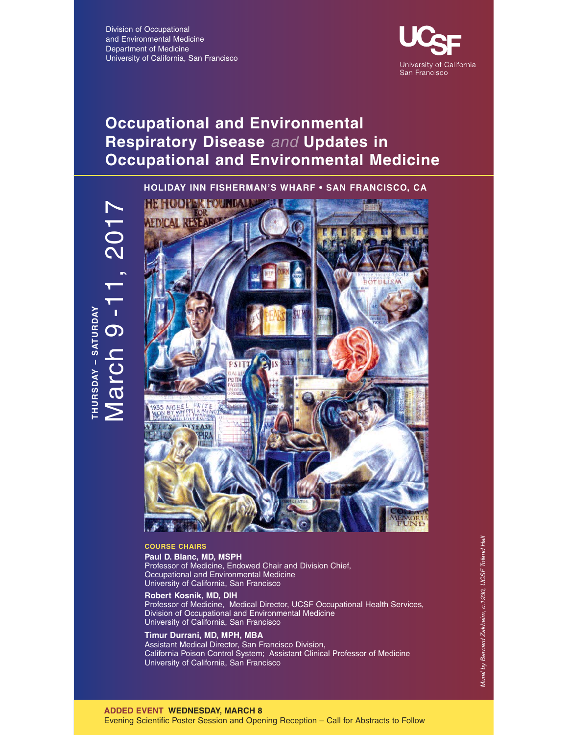Division of Occupational
and Environmental Medicine
Department of Medicine
University of California, San Francisco

UCSF University of California San Francisco

# Occupational and Environmental Respiratory Disease *and* Updates in Occupational and Environmental Medicine

**HOLIDAY INN FISHERMAN'S WHARF • SAN FRANCISCO, CA**

**THURSDAY – SATURDAY**
March 9 -11, 2017

*Mural by Bernard Zakheim, c.1930, UCSF Toland Hall*

**COURSE CHAIRS**

**Paul D. Blanc, MD, MSPH**
Professor of Medicine, Endowed Chair and Division Chief,
Occupational and Environmental Medicine
University of California, San Francisco

**Robert Kosnik, MD, DIH**
Professor of Medicine, Medical Director, UCSF Occupational Health Services,
Division of Occupational and Environmental Medicine
University of California, San Francisco

**Timur Durrani, MD, MPH, MBA**
Assistant Medical Director, San Francisco Division,
California Poison Control System; Assistant Clinical Professor of Medicine
University of California, San Francisco

**ADDED EVENT WEDNESDAY, MARCH 8**
Evening Scientific Poster Session and Opening Reception – Call for Abstracts to Follow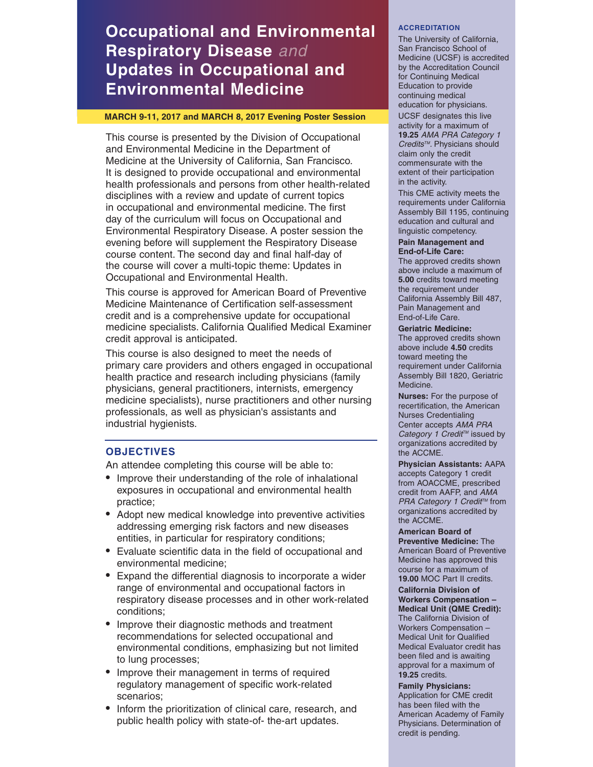# Occupational and Environmental Respiratory Disease *and* Updates in Occupational and Environmental Medicine

**MARCH 9-11, 2017 and MARCH 8, 2017 Evening Poster Session**

This course is presented by the Division of Occupational and Environmental Medicine in the Department of Medicine at the University of California, San Francisco. It is designed to provide occupational and environmental health professionals and persons from other health-related disciplines with a review and update of current topics in occupational and environmental medicine. The first day of the curriculum will focus on Occupational and Environmental Respiratory Disease. A poster session the evening before will supplement the Respiratory Disease course content. The second day and final half-day of the course will cover a multi-topic theme: Updates in Occupational and Environmental Health.

This course is approved for American Board of Preventive Medicine Maintenance of Certification self-assessment credit and is a comprehensive update for occupational medicine specialists. California Qualified Medical Examiner credit approval is anticipated.

This course is also designed to meet the needs of primary care providers and others engaged in occupational health practice and research including physicians (family physicians, general practitioners, internists, emergency medicine specialists), nurse practitioners and other nursing professionals, as well as physician's assistants and industrial hygienists.

## OBJECTIVES

An attendee completing this course will be able to:

- Improve their understanding of the role of inhalational exposures in occupational and environmental health practice;
- Adopt new medical knowledge into preventive activities addressing emerging risk factors and new diseases entities, in particular for respiratory conditions;
- Evaluate scientific data in the field of occupational and environmental medicine;
- Expand the differential diagnosis to incorporate a wider range of environmental and occupational factors in respiratory disease processes and in other work-related conditions;
- Improve their diagnostic methods and treatment recommendations for selected occupational and environmental conditions, emphasizing but not limited to lung processes;
- Improve their management in terms of required regulatory management of specific work-related scenarios;
- Inform the prioritization of clinical care, research, and public health policy with state-of- the-art updates.

## ACCREDITATION

The University of California, San Francisco School of Medicine (UCSF) is accredited by the Accreditation Council for Continuing Medical Education to provide continuing medical education for physicians.

UCSF designates this live activity for a maximum of **19.25** *AMA PRA Category 1 Credits™*. Physicians should claim only the credit commensurate with the extent of their participation in the activity.

This CME activity meets the requirements under California Assembly Bill 1195, continuing education and cultural and linguistic competency.

**Pain Management and End-of-Life Care:** The approved credits shown above include a maximum of **5.00** credits toward meeting the requirement under California Assembly Bill 487, Pain Management and End-of-Life Care.

**Geriatric Medicine:** The approved credits shown above include **4.50** credits toward meeting the requirement under California Assembly Bill 1820, Geriatric Medicine.

**Nurses:** For the purpose of recertification, the American Nurses Credentialing Center accepts *AMA PRA Category 1 Credit™* issued by organizations accredited by the ACCME.

**Physician Assistants:** AAPA accepts Category 1 credit from AOACCME, prescribed credit from AAFP, and *AMA PRA Category 1 Credit™* from organizations accredited by the ACCME.

**American Board of Preventive Medicine:** The American Board of Preventive Medicine has approved this course for a maximum of **19.00** MOC Part II credits.

**California Division of Workers Compensation – Medical Unit (QME Credit):** The California Division of Workers Compensation – Medical Unit for Qualified Medical Evaluator credit has been filed and is awaiting approval for a maximum of **19.25** credits.

**Family Physicians:** Application for CME credit has been filed with the American Academy of Family Physicians. Determination of credit is pending.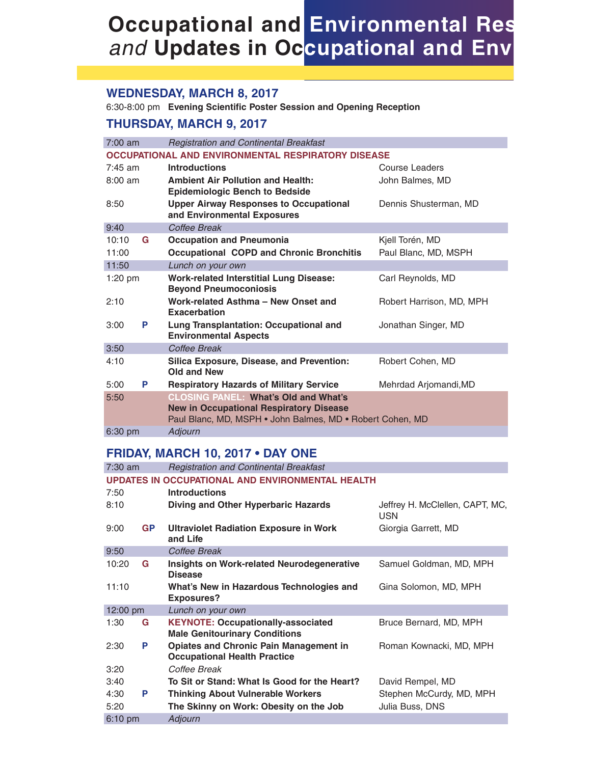# Occupational and Environmental Res
# *and* Updates in Occupational and Env

## WEDNESDAY, MARCH 8, 2017

6:30-8:00 pm **Evening Scientific Poster Session and Opening Reception**

## THURSDAY, MARCH 9, 2017

| Time | | Session | Speaker |
|---|---|---|---|
| 7:00 am | | *Registration and Continental Breakfast* | |
| **OCCUPATIONAL AND ENVIRONMENTAL RESPIRATORY DISEASE** | | | |
| 7:45 am | | **Introductions** | Course Leaders |
| 8:00 am | | **Ambient Air Pollution and Health: Epidemiologic Bench to Bedside** | John Balmes, MD |
| 8:50 | | **Upper Airway Responses to Occupational and Environmental Exposures** | Dennis Shusterman, MD |
| 9:40 | | *Coffee Break* | |
| 10:10 | G | **Occupation and Pneumonia** | Kjell Torén, MD |
| 11:00 | | **Occupational COPD and Chronic Bronchitis** | Paul Blanc, MD, MSPH |
| 11:50 | | *Lunch on your own* | |
| 1:20 pm | | **Work-related Interstitial Lung Disease: Beyond Pneumoconiosis** | Carl Reynolds, MD |
| 2:10 | | **Work-related Asthma – New Onset and Exacerbation** | Robert Harrison, MD, MPH |
| 3:00 | P | **Lung Transplantation: Occupational and Environmental Aspects** | Jonathan Singer, MD |
| 3:50 | | *Coffee Break* | |
| 4:10 | | **Silica Exposure, Disease, and Prevention: Old and New** | Robert Cohen, MD |
| 5:00 | P | **Respiratory Hazards of Military Service** | Mehrdad Arjomandi,MD |
| 5:50 | | **CLOSING PANEL: What's Old and What's New in Occupational Respiratory Disease** Paul Blanc, MD, MSPH • John Balmes, MD • Robert Cohen, MD | |
| 6:30 pm | | *Adjourn* | |

## FRIDAY, MARCH 10, 2017 • DAY ONE

| Time | | Session | Speaker |
|---|---|---|---|
| 7:30 am | | *Registration and Continental Breakfast* | |
| **UPDATES IN OCCUPATIONAL AND ENVIRONMENTAL HEALTH** | | | |
| 7:50 | | **Introductions** | |
| 8:10 | | **Diving and Other Hyperbaric Hazards** | Jeffrey H. McClellen, CAPT, MC, USN |
| 9:00 | GP | **Ultraviolet Radiation Exposure in Work and Life** | Giorgia Garrett, MD |
| 9:50 | | *Coffee Break* | |
| 10:20 | G | **Insights on Work-related Neurodegenerative Disease** | Samuel Goldman, MD, MPH |
| 11:10 | | **What's New in Hazardous Technologies and Exposures?** | Gina Solomon, MD, MPH |
| 12:00 pm | | *Lunch on your own* | |
| 1:30 | G | **KEYNOTE: Occupationally-associated Male Genitourinary Conditions** | Bruce Bernard, MD, MPH |
| 2:30 | P | **Opiates and Chronic Pain Management in Occupational Health Practice** | Roman Kownacki, MD, MPH |
| 3:20 | | *Coffee Break* | |
| 3:40 | | **To Sit or Stand: What Is Good for the Heart?** | David Rempel, MD |
| 4:30 | P | **Thinking About Vulnerable Workers** | Stephen McCurdy, MD, MPH |
| 5:20 | | **The Skinny on Work: Obesity on the Job** | Julia Buss, DNS |
| 6:10 pm | | *Adjourn* | |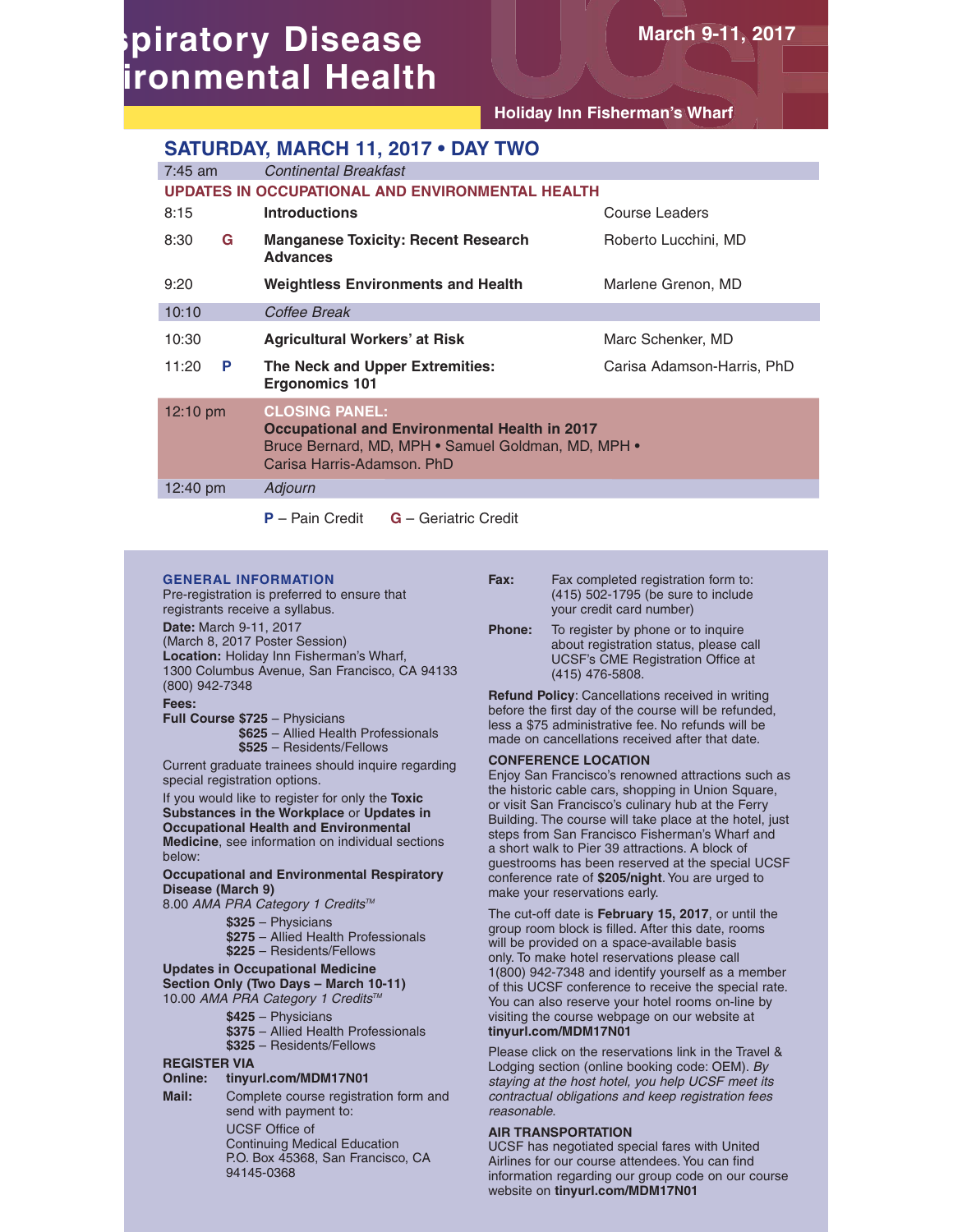# spiratory Disease
# ironmental Health

March 9-11, 2017

Holiday Inn Fisherman's Wharf

## SATURDAY, MARCH 11, 2017 • DAY TWO

| | | | |
|---|---|---|---|
| 7:45 am | | *Continental Breakfast* | |
| **UPDATES IN OCCUPATIONAL AND ENVIRONMENTAL HEALTH** | | | |
| 8:15 | | **Introductions** | Course Leaders |
| 8:30 | G | **Manganese Toxicity: Recent Research Advances** | Roberto Lucchini, MD |
| 9:20 | | **Weightless Environments and Health** | Marlene Grenon, MD |
| 10:10 | | *Coffee Break* | |
| 10:30 | | **Agricultural Workers' at Risk** | Marc Schenker, MD |
| 11:20 | P | **The Neck and Upper Extremities: Ergonomics 101** | Carisa Adamson-Harris, PhD |
| 12:10 pm | | **CLOSING PANEL: Occupational and Environmental Health in 2017** Bruce Bernard, MD, MPH • Samuel Goldman, MD, MPH • Carisa Harris-Adamson. PhD | |
| 12:40 pm | | *Adjourn* | |

**P** – Pain Credit  **G** – Geriatric Credit

### GENERAL INFORMATION

Pre-registration is preferred to ensure that registrants receive a syllabus.

**Date:** March 9-11, 2017
(March 8, 2017 Poster Session)
**Location:** Holiday Inn Fisherman's Wharf,
1300 Columbus Avenue, San Francisco, CA 94133
(800) 942-7348

**Fees:**
**Full Course $725** – Physicians
**$625** – Allied Health Professionals
**$525** – Residents/Fellows

Current graduate trainees should inquire regarding special registration options.

If you would like to register for only the **Toxic Substances in the Workplace** or **Updates in Occupational Health and Environmental Medicine**, see information on individual sections below:

**Occupational and Environmental Respiratory Disease (March 9)**
8.00 *AMA PRA Category 1 Credits™*
**$325** – Physicians
**$275** – Allied Health Professionals
**$225** – Residents/Fellows

**Updates in Occupational Medicine Section Only (Two Days – March 10-11)**
10.00 *AMA PRA Category 1 Credits™*
**$425** – Physicians
**$375** – Allied Health Professionals
**$325** – Residents/Fellows

**REGISTER VIA**

**Online:** **tinyurl.com/MDM17N01**

**Mail:** Complete course registration form and send with payment to:
UCSF Office of
Continuing Medical Education
P.O. Box 45368, San Francisco, CA 94145-0368

**Fax:** Fax completed registration form to: (415) 502-1795 (be sure to include your credit card number)

**Phone:** To register by phone or to inquire about registration status, please call UCSF's CME Registration Office at (415) 476-5808.

**Refund Policy**: Cancellations received in writing before the first day of the course will be refunded, less a $75 administrative fee. No refunds will be made on cancellations received after that date.

### CONFERENCE LOCATION

Enjoy San Francisco's renowned attractions such as the historic cable cars, shopping in Union Square, or visit San Francisco's culinary hub at the Ferry Building. The course will take place at the hotel, just steps from San Francisco Fisherman's Wharf and a short walk to Pier 39 attractions. A block of guestrooms has been reserved at the special UCSF conference rate of **$205/night**. You are urged to make your reservations early.

The cut-off date is **February 15, 2017**, or until the group room block is filled. After this date, rooms will be provided on a space-available basis only. To make hotel reservations please call 1(800) 942-7348 and identify yourself as a member of this UCSF conference to receive the special rate. You can also reserve your hotel rooms on-line by visiting the course webpage on our website at **tinyurl.com/MDM17N01**

Please click on the reservations link in the Travel & Lodging section (online booking code: OEM). *By staying at the host hotel, you help UCSF meet its contractual obligations and keep registration fees reasonable.*

### AIR TRANSPORTATION

UCSF has negotiated special fares with United Airlines for our course attendees. You can find information regarding our group code on our course website on **tinyurl.com/MDM17N01**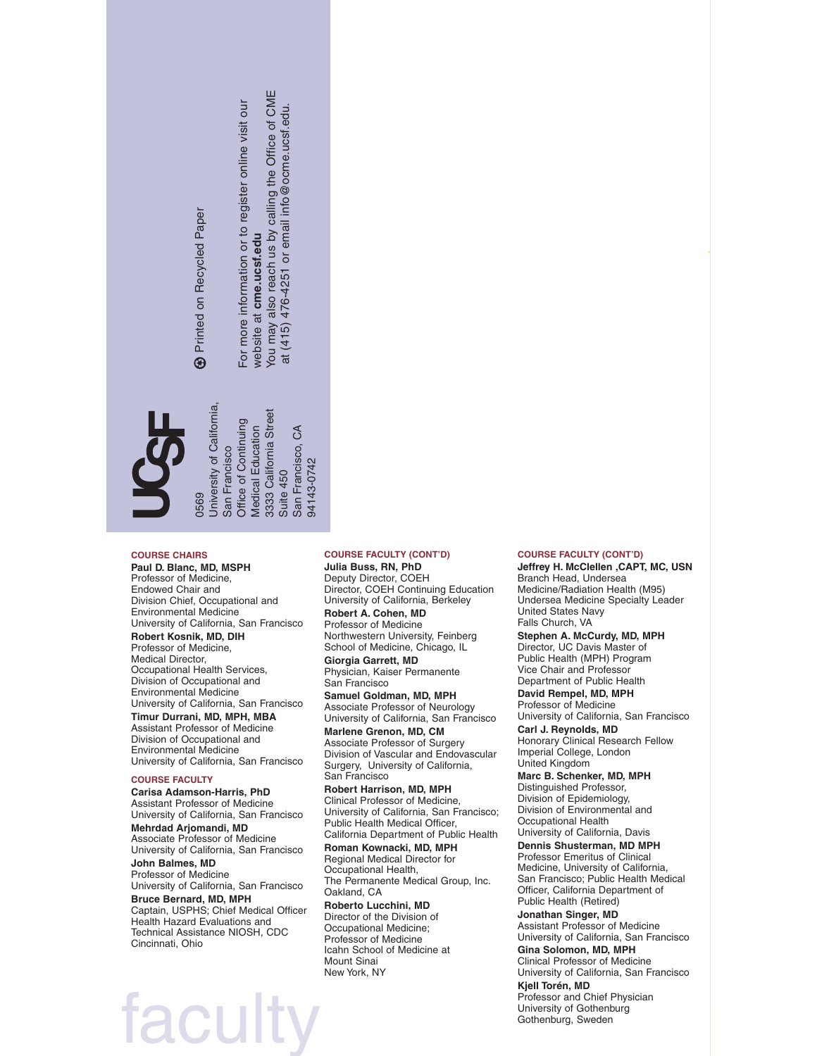UCSF

0569
University of California, San Francisco
Office of Continuing Medical Education
3333 California Street
Suite 450
San Francisco, CA
94143-0742

Printed on Recycled Paper

For more information or to register online visit our website at **cme.ucsf.edu**
You may also reach us by calling the Office of CME at (415) 476-4251 or email info@ocme.ucsf.edu.

# faculty

## COURSE CHAIRS

**Paul D. Blanc, MD, MSPH**
Professor of Medicine,
Endowed Chair and
Division Chief, Occupational and Environmental Medicine
University of California, San Francisco

**Robert Kosnik, MD, DIH**
Professor of Medicine,
Medical Director,
Occupational Health Services,
Division of Occupational and Environmental Medicine
University of California, San Francisco

**Timur Durrani, MD, MPH, MBA**
Assistant Professor of Medicine
Division of Occupational and Environmental Medicine
University of California, San Francisco

## COURSE FACULTY

**Carisa Adamson-Harris, PhD**
Assistant Professor of Medicine
University of California, San Francisco

**Mehrdad Arjomandi, MD**
Associate Professor of Medicine
University of California, San Francisco

**John Balmes, MD**
Professor of Medicine
University of California, San Francisco

**Bruce Bernard, MD, MPH**
Captain, USPHS; Chief Medical Officer
Health Hazard Evaluations and Technical Assistance NIOSH, CDC
Cincinnati, Ohio

## COURSE FACULTY (CONT'D)

**Julia Buss, RN, PhD**
Deputy Director, COEH
Director, COEH Continuing Education
University of California, Berkeley

**Robert A. Cohen, MD**
Professor of Medicine
Northwestern University, Feinberg School of Medicine, Chicago, IL

**Giorgia Garrett, MD**
Physician, Kaiser Permanente
San Francisco

**Samuel Goldman, MD, MPH**
Associate Professor of Neurology
University of California, San Francisco

**Marlene Grenon, MD, CM**
Associate Professor of Surgery
Division of Vascular and Endovascular Surgery, University of California, San Francisco

**Robert Harrison, MD, MPH**
Clinical Professor of Medicine,
University of California, San Francisco;
Public Health Medical Officer,
California Department of Public Health

**Roman Kownacki, MD, MPH**
Regional Medical Director for Occupational Health,
The Permanente Medical Group, Inc.
Oakland, CA

**Roberto Lucchini, MD**
Director of the Division of Occupational Medicine;
Professor of Medicine
Icahn School of Medicine at Mount Sinai
New York, NY

## COURSE FACULTY (CONT'D)

**Jeffrey H. McClellen ,CAPT, MC, USN**
Branch Head, Undersea Medicine/Radiation Health (M95)
Undersea Medicine Specialty Leader
United States Navy
Falls Church, VA

**Stephen A. McCurdy, MD, MPH**
Director, UC Davis Master of Public Health (MPH) Program
Vice Chair and Professor
Department of Public Health

**David Rempel, MD, MPH**
Professor of Medicine
University of California, San Francisco

**Carl J. Reynolds, MD**
Honorary Clinical Research Fellow
Imperial College, London
United Kingdom

**Marc B. Schenker, MD, MPH**
Distinguished Professor,
Division of Epidemiology,
Division of Environmental and Occupational Health
University of California, Davis

**Dennis Shusterman, MD MPH**
Professor Emeritus of Clinical Medicine, University of California, San Francisco; Public Health Medical Officer, California Department of Public Health (Retired)

**Jonathan Singer, MD**
Assistant Professor of Medicine
University of California, San Francisco

**Gina Solomon, MD, MPH**
Clinical Professor of Medicine
University of California, San Francisco

**Kjell Torén, MD**
Professor and Chief Physician
University of Gothenburg
Gothenburg, Sweden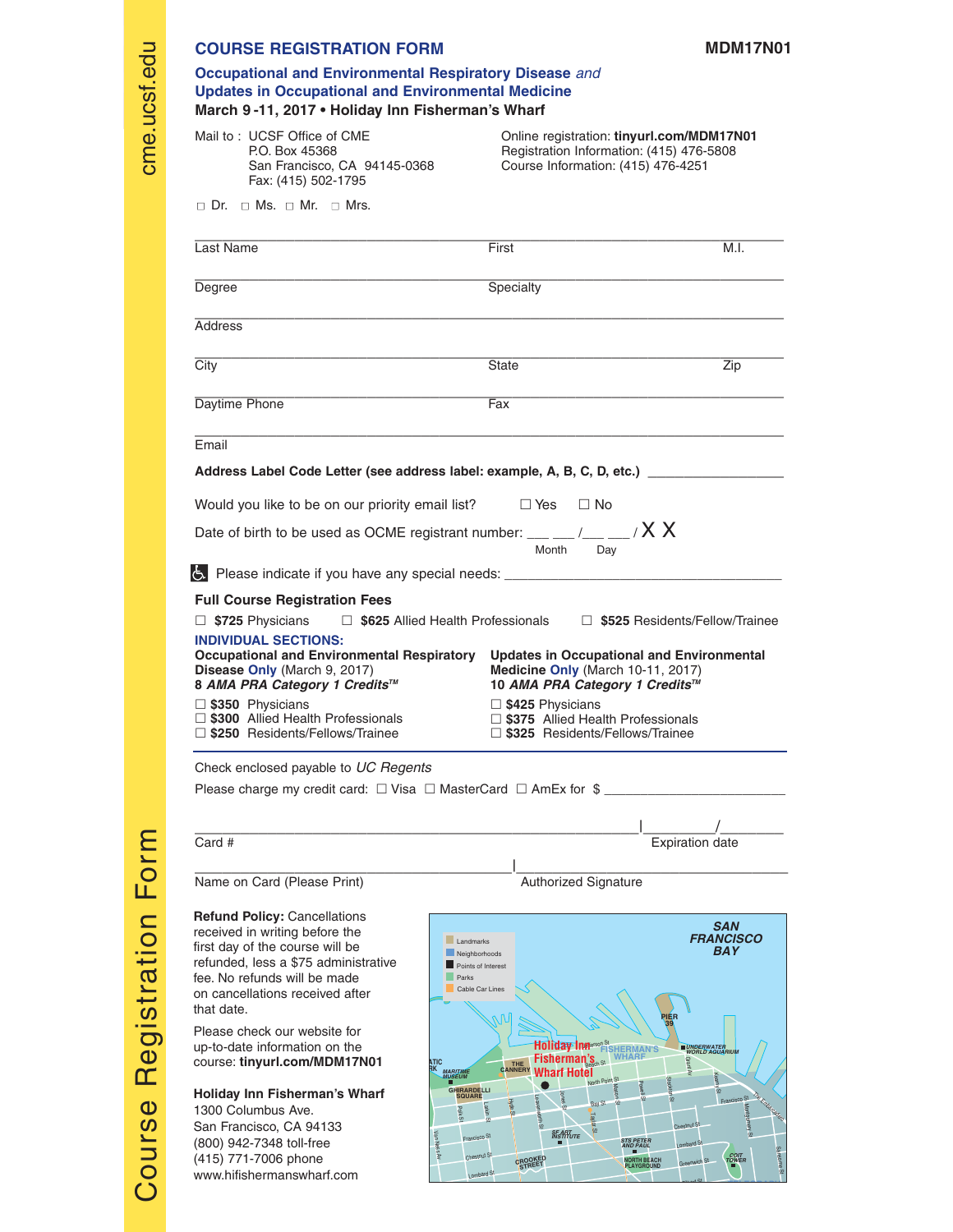## COURSE REGISTRATION FORM

**MDM17N01**

### Occupational and Environmental Respiratory Disease *and* Updates in Occupational and Environmental Medicine

**March 9 -11, 2017 • Holiday Inn Fisherman's Wharf**

Mail to : UCSF Office of CME
P.O. Box 45368
San Francisco, CA 94145-0368
Fax: (415) 502-1795

Online registration: **tinyurl.com/MDM17N01**
Registration Information: (415) 476-5808
Course Information: (415) 476-4251

☐ Dr. ☐ Ms. ☐ Mr. ☐ Mrs.

Last Name _______________ First _______________ M.I. _______________

Degree _______________ Specialty _______________

Address _______________

City _______________ State _______________ Zip _______________

Daytime Phone _______________ Fax _______________

Email _______________

**Address Label Code Letter (see address label: example, A, B, C, D, etc.)** _______________

Would you like to be on our priority email list? ☐ Yes ☐ No

Date of birth to be used as OCME registrant number: ___ ___ /___ ___ / X X
(Month) (Day)

Please indicate if you have any special needs: _______________

**Full Course Registration Fees**

☐ **$725** Physicians ☐ **$625** Allied Health Professionals ☐ **$525** Residents/Fellow/Trainee

**INDIVIDUAL SECTIONS:**

**Occupational and Environmental Respiratory Disease Only** (March 9, 2017)
**8 *AMA PRA Category 1 Credits™***

☐ **$350** Physicians
☐ **$300** Allied Health Professionals
☐ **$250** Residents/Fellows/Trainee

**Updates in Occupational and Environmental Medicine Only** (March 10-11, 2017)
**10 *AMA PRA Category 1 Credits™***

☐ **$425** Physicians
☐ **$375** Allied Health Professionals
☐ **$325** Residents/Fellows/Trainee

Check enclosed payable to *UC Regents*

Please charge my credit card: ☐ Visa ☐ MasterCard ☐ AmEx for $ _______________

Card # _______________ | Expiration date ____/____

Name on Card (Please Print) _______________ | Authorized Signature _______________

**Refund Policy:** Cancellations received in writing before the first day of the course will be refunded, less a $75 administrative fee. No refunds will be made on cancellations received after that date.

Please check our website for up-to-date information on the course: **tinyurl.com/MDM17N01**

**Holiday Inn Fisherman's Wharf**
1300 Columbus Ave.
San Francisco, CA 94133
(800) 942-7348 toll-free
(415) 771-7006 phone
www.hifishermanswharf.com